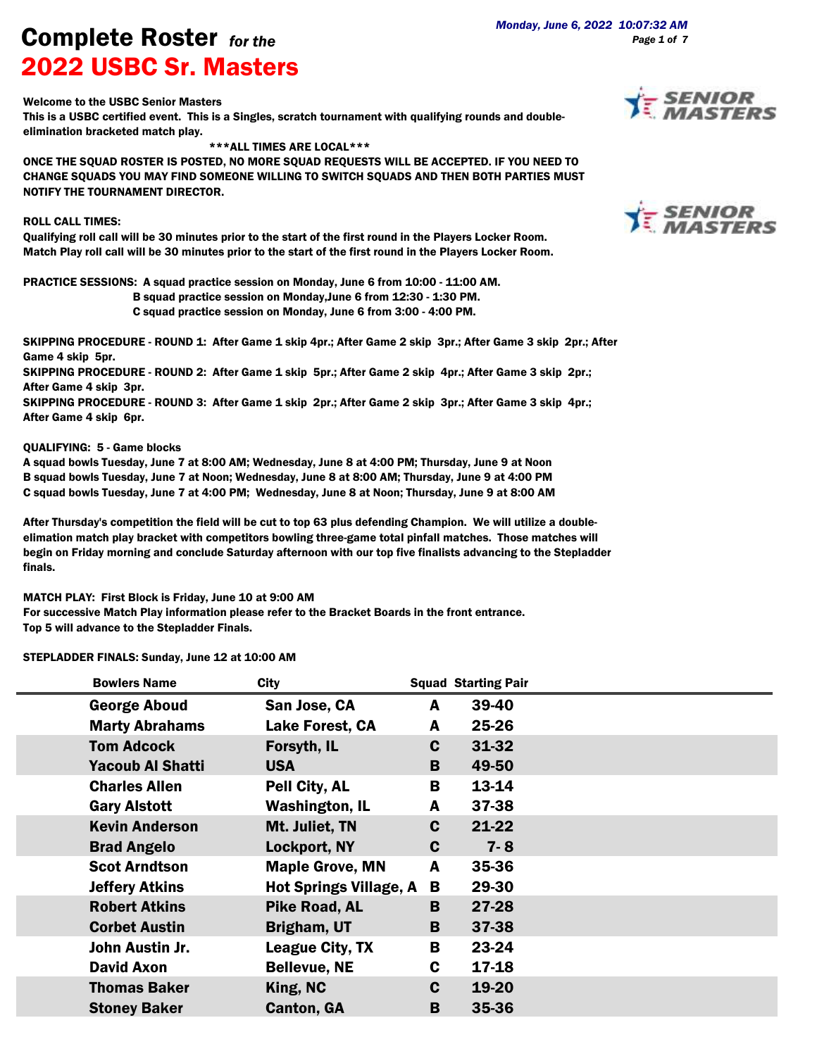# Complete Roster *for the*

# 2022 USBC Sr. Masters

*Monday, June 6, 2022 10:07:32 AM*

**Welcome to the USBC Senior Masters**

**This is a USBC certified event. This is a Singles, scratch tournament with qualifying rounds and double-elimination bracketed match play.**

**\*\*\*ALL TIMES ARE LOCAL\*\*\***

**ONCE THE SQUAD ROSTER IS POSTED, NO MORE SQUAD REQUESTS WILL BE ACCEPTED. IF YOU NEED TO CHANGE SQUADS YOU MAY FIND SOMEONE WILLING TO SWITCH SQUADS AND THEN BOTH PARTIES MUST NOTIFY THE TOURNAMENT DIRECTOR.**

**ROLL CALL TIMES:**
**Qualifying roll call will be 30 minutes prior to the start of the first round in the Players Locker Room.**
**Match Play roll call will be 30 minutes prior to the start of the first round in the Players Locker Room.**

**PRACTICE SESSIONS: A squad practice session on Monday, June 6 from 10:00 - 11:00 AM.**
**B squad practice session on Monday,June 6 from 12:30 - 1:30 PM.**
**C squad practice session on Monday, June 6 from 3:00 - 4:00 PM.**

**SKIPPING PROCEDURE - ROUND 1: After Game 1 skip 4pr.; After Game 2 skip 3pr.; After Game 3 skip 2pr.; After Game 4 skip 5pr.**
**SKIPPING PROCEDURE - ROUND 2: After Game 1 skip 5pr.; After Game 2 skip 4pr.; After Game 3 skip 2pr.; After Game 4 skip 3pr.**
**SKIPPING PROCEDURE - ROUND 3: After Game 1 skip 2pr.; After Game 2 skip 3pr.; After Game 3 skip 4pr.; After Game 4 skip 6pr.**

**QUALIFYING: 5 - Game blocks**
**A squad bowls Tuesday, June 7 at 8:00 AM; Wednesday, June 8 at 4:00 PM; Thursday, June 9 at Noon**
**B squad bowls Tuesday, June 7 at Noon; Wednesday, June 8 at 8:00 AM; Thursday, June 9 at 4:00 PM**
**C squad bowls Tuesday, June 7 at 4:00 PM; Wednesday, June 8 at Noon; Thursday, June 9 at 8:00 AM**

**After Thursday's competition the field will be cut to top 63 plus defending Champion. We will utilize a double-elimation match play bracket with competitors bowling three-game total pinfall matches. Those matches will begin on Friday morning and conclude Saturday afternoon with our top five finalists advancing to the Stepladder finals.**

**MATCH PLAY: First Block is Friday, June 10 at 9:00 AM**
**For successive Match Play information please refer to the Bracket Boards in the front entrance.**
**Top 5 will advance to the Stepladder Finals.**

**STEPLADDER FINALS: Sunday, June 12 at 10:00 AM**

| Bowlers Name | City | Squad | Starting Pair |
|---|---|---|---|
| George Aboud | San Jose, CA | A | 39-40 |
| Marty Abrahams | Lake Forest, CA | A | 25-26 |
| Tom Adcock | Forsyth, IL | C | 31-32 |
| Yacoub Al Shatti | USA | B | 49-50 |
| Charles Allen | Pell City, AL | B | 13-14 |
| Gary Alstott | Washington, IL | A | 37-38 |
| Kevin Anderson | Mt. Juliet, TN | C | 21-22 |
| Brad Angelo | Lockport, NY | C | 7- 8 |
| Scot Arndtson | Maple Grove, MN | A | 35-36 |
| Jeffery Atkins | Hot Springs Village, A | B | 29-30 |
| Robert Atkins | Pike Road, AL | B | 27-28 |
| Corbet Austin | Brigham, UT | B | 37-38 |
| John Austin Jr. | League City, TX | B | 23-24 |
| David Axon | Bellevue, NE | C | 17-18 |
| Thomas Baker | King, NC | C | 19-20 |
| Stoney Baker | Canton, GA | B | 35-36 |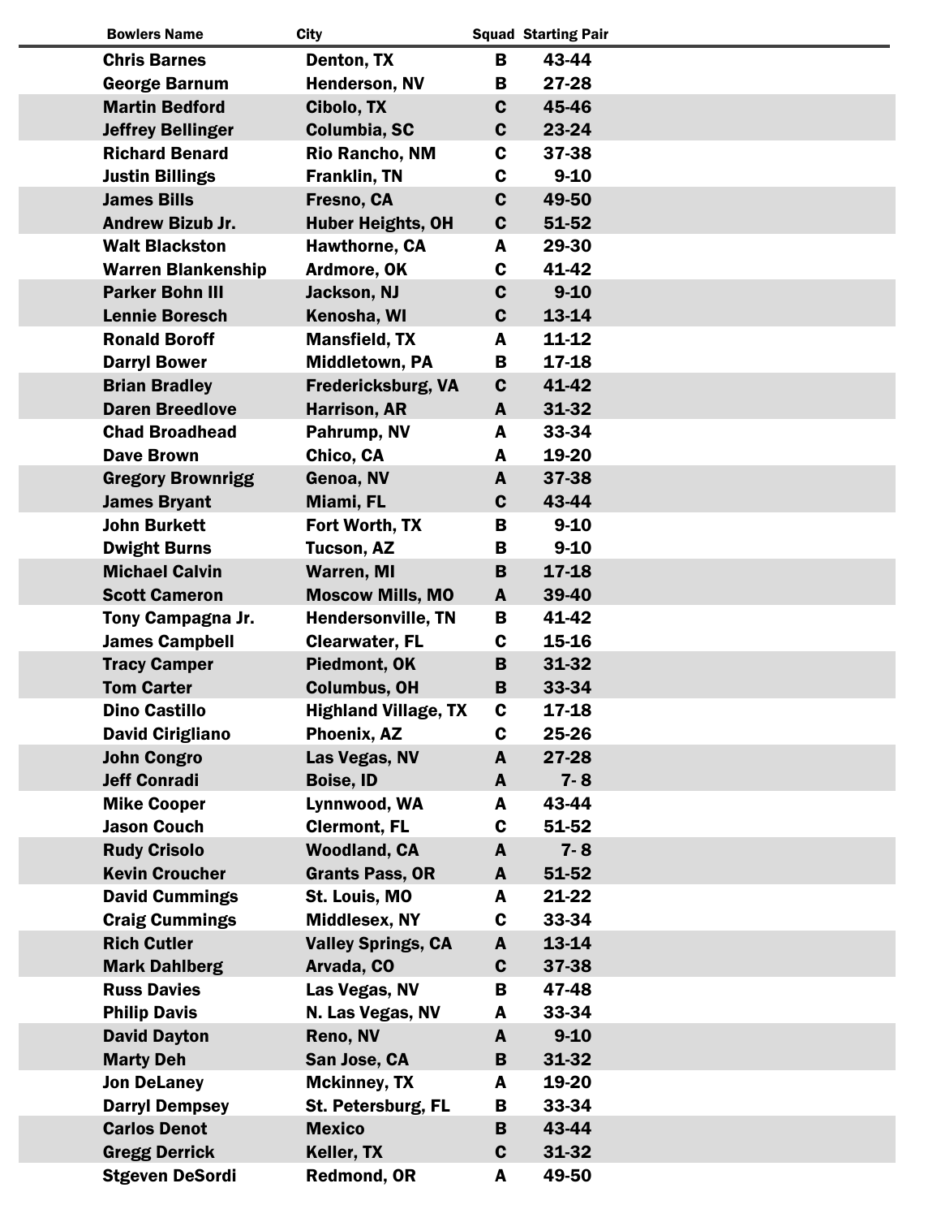| Bowlers Name | City | Squad | Starting Pair |
| --- | --- | --- | --- |
| Chris Barnes | Denton, TX | B | 43-44 |
| George Barnum | Henderson, NV | B | 27-28 |
| Martin Bedford | Cibolo, TX | C | 45-46 |
| Jeffrey Bellinger | Columbia, SC | C | 23-24 |
| Richard Benard | Rio Rancho, NM | C | 37-38 |
| Justin Billings | Franklin, TN | C | 9-10 |
| James Bills | Fresno, CA | C | 49-50 |
| Andrew Bizub Jr. | Huber Heights, OH | C | 51-52 |
| Walt Blackston | Hawthorne, CA | A | 29-30 |
| Warren Blankenship | Ardmore, OK | C | 41-42 |
| Parker Bohn III | Jackson, NJ | C | 9-10 |
| Lennie Boresch | Kenosha, WI | C | 13-14 |
| Ronald Boroff | Mansfield, TX | A | 11-12 |
| Darryl Bower | Middletown, PA | B | 17-18 |
| Brian Bradley | Fredericksburg, VA | C | 41-42 |
| Daren Breedlove | Harrison, AR | A | 31-32 |
| Chad Broadhead | Pahrump, NV | A | 33-34 |
| Dave Brown | Chico, CA | A | 19-20 |
| Gregory Brownrigg | Genoa, NV | A | 37-38 |
| James Bryant | Miami, FL | C | 43-44 |
| John Burkett | Fort Worth, TX | B | 9-10 |
| Dwight Burns | Tucson, AZ | B | 9-10 |
| Michael Calvin | Warren, MI | B | 17-18 |
| Scott Cameron | Moscow Mills, MO | A | 39-40 |
| Tony Campagna Jr. | Hendersonville, TN | B | 41-42 |
| James Campbell | Clearwater, FL | C | 15-16 |
| Tracy Camper | Piedmont, OK | B | 31-32 |
| Tom Carter | Columbus, OH | B | 33-34 |
| Dino Castillo | Highland Village, TX | C | 17-18 |
| David Cirigliano | Phoenix, AZ | C | 25-26 |
| John Congro | Las Vegas, NV | A | 27-28 |
| Jeff Conradi | Boise, ID | A | 7- 8 |
| Mike Cooper | Lynnwood, WA | A | 43-44 |
| Jason Couch | Clermont, FL | C | 51-52 |
| Rudy Crisolo | Woodland, CA | A | 7- 8 |
| Kevin Croucher | Grants Pass, OR | A | 51-52 |
| David Cummings | St. Louis, MO | A | 21-22 |
| Craig Cummings | Middlesex, NY | C | 33-34 |
| Rich Cutler | Valley Springs, CA | A | 13-14 |
| Mark Dahlberg | Arvada, CO | C | 37-38 |
| Russ Davies | Las Vegas, NV | B | 47-48 |
| Philip Davis | N. Las Vegas, NV | A | 33-34 |
| David Dayton | Reno, NV | A | 9-10 |
| Marty Deh | San Jose, CA | B | 31-32 |
| Jon DeLaney | Mckinney, TX | A | 19-20 |
| Darryl Dempsey | St. Petersburg, FL | B | 33-34 |
| Carlos Denot | Mexico | B | 43-44 |
| Gregg Derrick | Keller, TX | C | 31-32 |
| Stgeven DeSordi | Redmond, OR | A | 49-50 |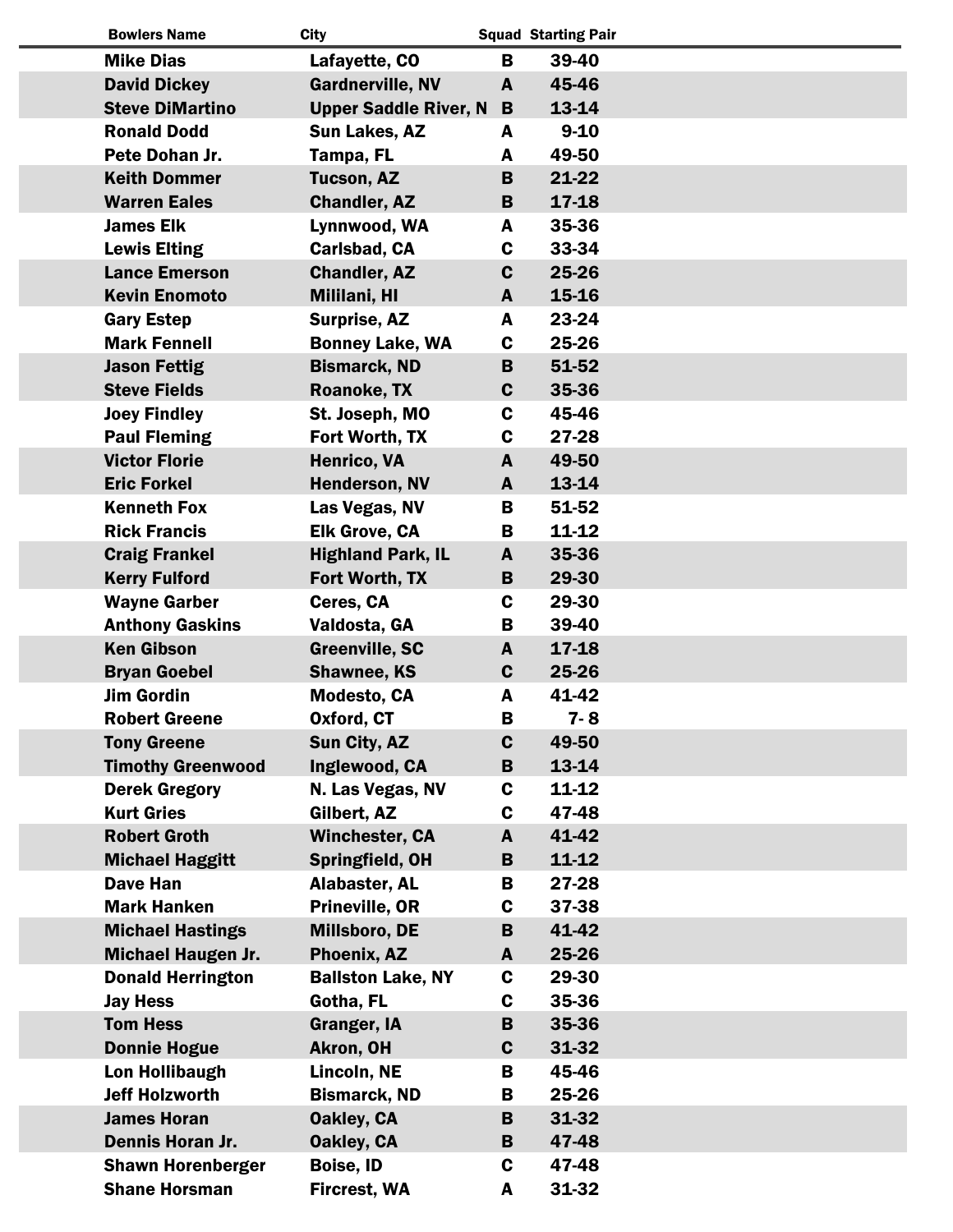| Bowlers Name | City | Squad | Starting Pair |
|---|---|---|---|
| Mike Dias | Lafayette, CO | B | 39-40 |
| David Dickey | Gardnerville, NV | A | 45-46 |
| Steve DiMartino | Upper Saddle River, N | B | 13-14 |
| Ronald Dodd | Sun Lakes, AZ | A | 9-10 |
| Pete Dohan Jr. | Tampa, FL | A | 49-50 |
| Keith Dommer | Tucson, AZ | B | 21-22 |
| Warren Eales | Chandler, AZ | B | 17-18 |
| James Elk | Lynnwood, WA | A | 35-36 |
| Lewis Elting | Carlsbad, CA | C | 33-34 |
| Lance Emerson | Chandler, AZ | C | 25-26 |
| Kevin Enomoto | Mililani, HI | A | 15-16 |
| Gary Estep | Surprise, AZ | A | 23-24 |
| Mark Fennell | Bonney Lake, WA | C | 25-26 |
| Jason Fettig | Bismarck, ND | B | 51-52 |
| Steve Fields | Roanoke, TX | C | 35-36 |
| Joey Findley | St. Joseph, MO | C | 45-46 |
| Paul Fleming | Fort Worth, TX | C | 27-28 |
| Victor Florie | Henrico, VA | A | 49-50 |
| Eric Forkel | Henderson, NV | A | 13-14 |
| Kenneth Fox | Las Vegas, NV | B | 51-52 |
| Rick Francis | Elk Grove, CA | B | 11-12 |
| Craig Frankel | Highland Park, IL | A | 35-36 |
| Kerry Fulford | Fort Worth, TX | B | 29-30 |
| Wayne Garber | Ceres, CA | C | 29-30 |
| Anthony Gaskins | Valdosta, GA | B | 39-40 |
| Ken Gibson | Greenville, SC | A | 17-18 |
| Bryan Goebel | Shawnee, KS | C | 25-26 |
| Jim Gordin | Modesto, CA | A | 41-42 |
| Robert Greene | Oxford, CT | B | 7- 8 |
| Tony Greene | Sun City, AZ | C | 49-50 |
| Timothy Greenwood | Inglewood, CA | B | 13-14 |
| Derek Gregory | N. Las Vegas, NV | C | 11-12 |
| Kurt Gries | Gilbert, AZ | C | 47-48 |
| Robert Groth | Winchester, CA | A | 41-42 |
| Michael Haggitt | Springfield, OH | B | 11-12 |
| Dave Han | Alabaster, AL | B | 27-28 |
| Mark Hanken | Prineville, OR | C | 37-38 |
| Michael Hastings | Millsboro, DE | B | 41-42 |
| Michael Haugen Jr. | Phoenix, AZ | A | 25-26 |
| Donald Herrington | Ballston Lake, NY | C | 29-30 |
| Jay Hess | Gotha, FL | C | 35-36 |
| Tom Hess | Granger, IA | B | 35-36 |
| Donnie Hogue | Akron, OH | C | 31-32 |
| Lon Hollibaugh | Lincoln, NE | B | 45-46 |
| Jeff Holzworth | Bismarck, ND | B | 25-26 |
| James Horan | Oakley, CA | B | 31-32 |
| Dennis Horan Jr. | Oakley, CA | B | 47-48 |
| Shawn Horenberger | Boise, ID | C | 47-48 |
| Shane Horsman | Fircrest, WA | A | 31-32 |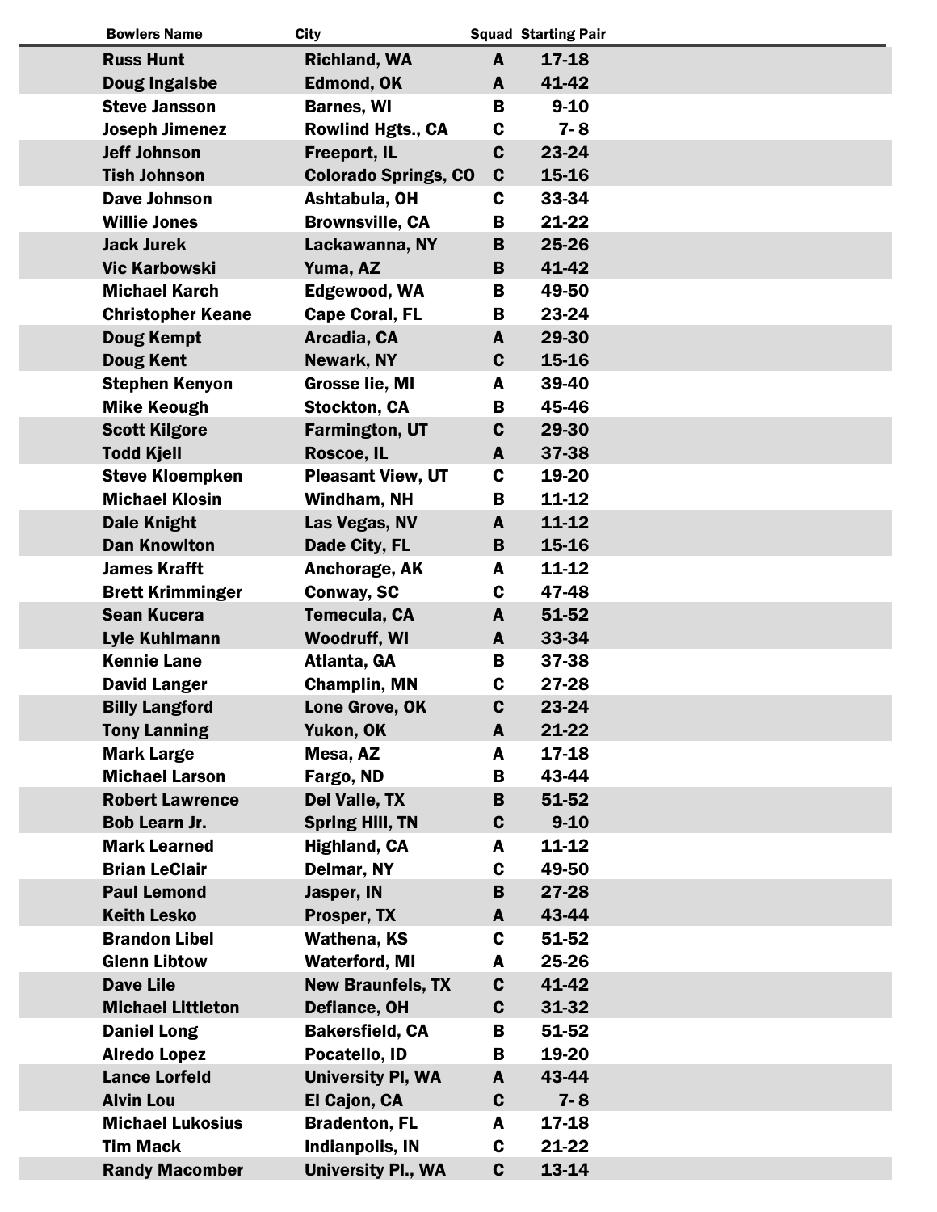| Bowlers Name | City | Squad | Starting Pair |
|---|---|---|---|
| Russ Hunt | Richland, WA | A | 17-18 |
| Doug Ingalsbe | Edmond, OK | A | 41-42 |
| Steve Jansson | Barnes, WI | B | 9-10 |
| Joseph Jimenez | Rowlind Hgts., CA | C | 7- 8 |
| Jeff Johnson | Freeport, IL | C | 23-24 |
| Tish Johnson | Colorado Springs, CO | C | 15-16 |
| Dave Johnson | Ashtabula, OH | C | 33-34 |
| Willie Jones | Brownsville, CA | B | 21-22 |
| Jack Jurek | Lackawanna, NY | B | 25-26 |
| Vic Karbowski | Yuma, AZ | B | 41-42 |
| Michael Karch | Edgewood, WA | B | 49-50 |
| Christopher Keane | Cape Coral, FL | B | 23-24 |
| Doug Kempt | Arcadia, CA | A | 29-30 |
| Doug Kent | Newark, NY | C | 15-16 |
| Stephen Kenyon | Grosse Iie, MI | A | 39-40 |
| Mike Keough | Stockton, CA | B | 45-46 |
| Scott Kilgore | Farmington, UT | C | 29-30 |
| Todd Kjell | Roscoe, IL | A | 37-38 |
| Steve Kloempken | Pleasant View, UT | C | 19-20 |
| Michael Klosin | Windham, NH | B | 11-12 |
| Dale Knight | Las Vegas, NV | A | 11-12 |
| Dan Knowlton | Dade City, FL | B | 15-16 |
| James Krafft | Anchorage, AK | A | 11-12 |
| Brett Krimminger | Conway, SC | C | 47-48 |
| Sean Kucera | Temecula, CA | A | 51-52 |
| Lyle Kuhlmann | Woodruff, WI | A | 33-34 |
| Kennie Lane | Atlanta, GA | B | 37-38 |
| David Langer | Champlin, MN | C | 27-28 |
| Billy Langford | Lone Grove, OK | C | 23-24 |
| Tony Lanning | Yukon, OK | A | 21-22 |
| Mark Large | Mesa, AZ | A | 17-18 |
| Michael Larson | Fargo, ND | B | 43-44 |
| Robert Lawrence | Del Valle, TX | B | 51-52 |
| Bob Learn Jr. | Spring Hill, TN | C | 9-10 |
| Mark Learned | Highland, CA | A | 11-12 |
| Brian LeClair | Delmar, NY | C | 49-50 |
| Paul Lemond | Jasper, IN | B | 27-28 |
| Keith Lesko | Prosper, TX | A | 43-44 |
| Brandon Libel | Wathena, KS | C | 51-52 |
| Glenn Libtow | Waterford, MI | A | 25-26 |
| Dave Lile | New Braunfels, TX | C | 41-42 |
| Michael Littleton | Defiance, OH | C | 31-32 |
| Daniel Long | Bakersfield, CA | B | 51-52 |
| Alredo Lopez | Pocatello, ID | B | 19-20 |
| Lance Lorfeld | University Pl, WA | A | 43-44 |
| Alvin Lou | El Cajon, CA | C | 7- 8 |
| Michael Lukosius | Bradenton, FL | A | 17-18 |
| Tim Mack | Indianpolis, IN | C | 21-22 |
| Randy Macomber | University Pl., WA | C | 13-14 |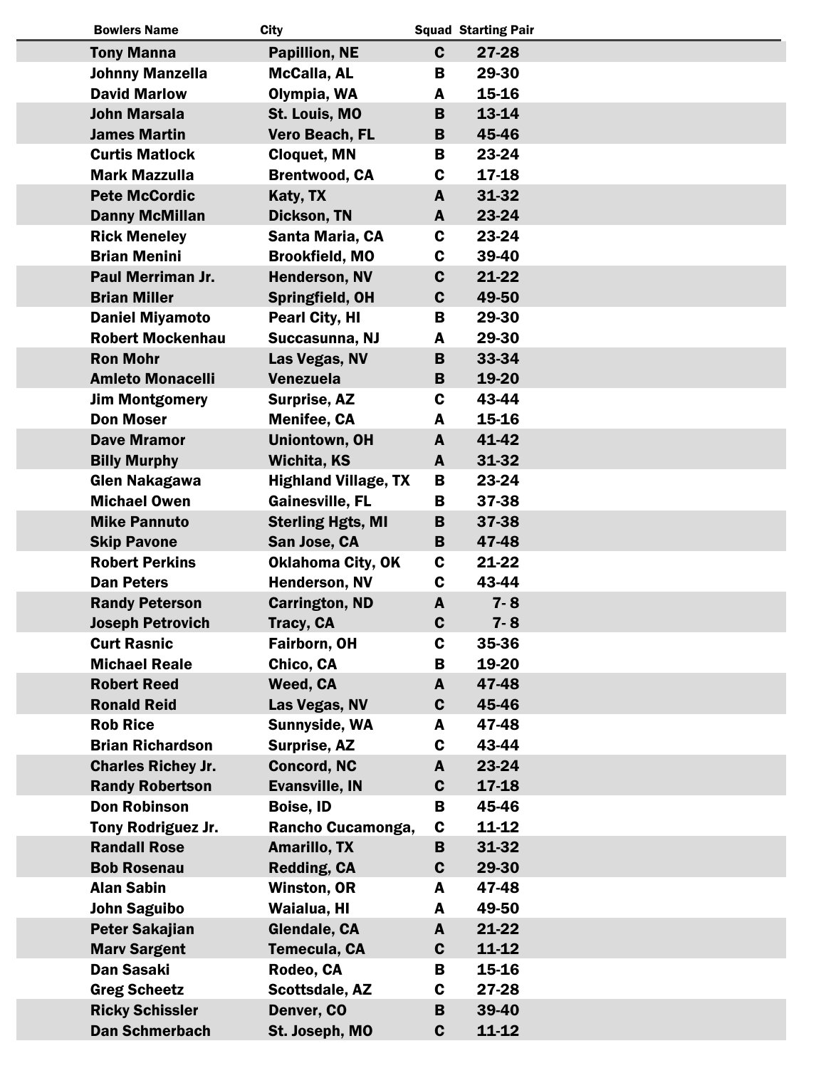| Bowlers Name | City | Squad | Starting Pair |
|---|---|---|---|
| Tony Manna | Papillion, NE | C | 27-28 |
| Johnny Manzella | McCalla, AL | B | 29-30 |
| David Marlow | Olympia, WA | A | 15-16 |
| John Marsala | St. Louis, MO | B | 13-14 |
| James Martin | Vero Beach, FL | B | 45-46 |
| Curtis Matlock | Cloquet, MN | B | 23-24 |
| Mark Mazzulla | Brentwood, CA | C | 17-18 |
| Pete McCordic | Katy, TX | A | 31-32 |
| Danny McMillan | Dickson, TN | A | 23-24 |
| Rick Meneley | Santa Maria, CA | C | 23-24 |
| Brian Menini | Brookfield, MO | C | 39-40 |
| Paul Merriman Jr. | Henderson, NV | C | 21-22 |
| Brian Miller | Springfield, OH | C | 49-50 |
| Daniel Miyamoto | Pearl City, HI | B | 29-30 |
| Robert Mockenhau | Succasunna, NJ | A | 29-30 |
| Ron Mohr | Las Vegas, NV | B | 33-34 |
| Amleto Monacelli | Venezuela | B | 19-20 |
| Jim Montgomery | Surprise, AZ | C | 43-44 |
| Don Moser | Menifee, CA | A | 15-16 |
| Dave Mramor | Uniontown, OH | A | 41-42 |
| Billy Murphy | Wichita, KS | A | 31-32 |
| Glen Nakagawa | Highland Village, TX | B | 23-24 |
| Michael Owen | Gainesville, FL | B | 37-38 |
| Mike Pannuto | Sterling Hgts, MI | B | 37-38 |
| Skip Pavone | San Jose, CA | B | 47-48 |
| Robert Perkins | Oklahoma City, OK | C | 21-22 |
| Dan Peters | Henderson, NV | C | 43-44 |
| Randy Peterson | Carrington, ND | A | 7- 8 |
| Joseph Petrovich | Tracy, CA | C | 7- 8 |
| Curt Rasnic | Fairborn, OH | C | 35-36 |
| Michael Reale | Chico, CA | B | 19-20 |
| Robert Reed | Weed, CA | A | 47-48 |
| Ronald Reid | Las Vegas, NV | C | 45-46 |
| Rob Rice | Sunnyside, WA | A | 47-48 |
| Brian Richardson | Surprise, AZ | C | 43-44 |
| Charles Richey Jr. | Concord, NC | A | 23-24 |
| Randy Robertson | Evansville, IN | C | 17-18 |
| Don Robinson | Boise, ID | B | 45-46 |
| Tony Rodriguez Jr. | Rancho Cucamonga, | C | 11-12 |
| Randall Rose | Amarillo, TX | B | 31-32 |
| Bob Rosenau | Redding, CA | C | 29-30 |
| Alan Sabin | Winston, OR | A | 47-48 |
| John Saguibo | Waialua, HI | A | 49-50 |
| Peter Sakajian | Glendale, CA | A | 21-22 |
| Marv Sargent | Temecula, CA | C | 11-12 |
| Dan Sasaki | Rodeo, CA | B | 15-16 |
| Greg Scheetz | Scottsdale, AZ | C | 27-28 |
| Ricky Schissler | Denver, CO | B | 39-40 |
| Dan Schmerbach | St. Joseph, MO | C | 11-12 |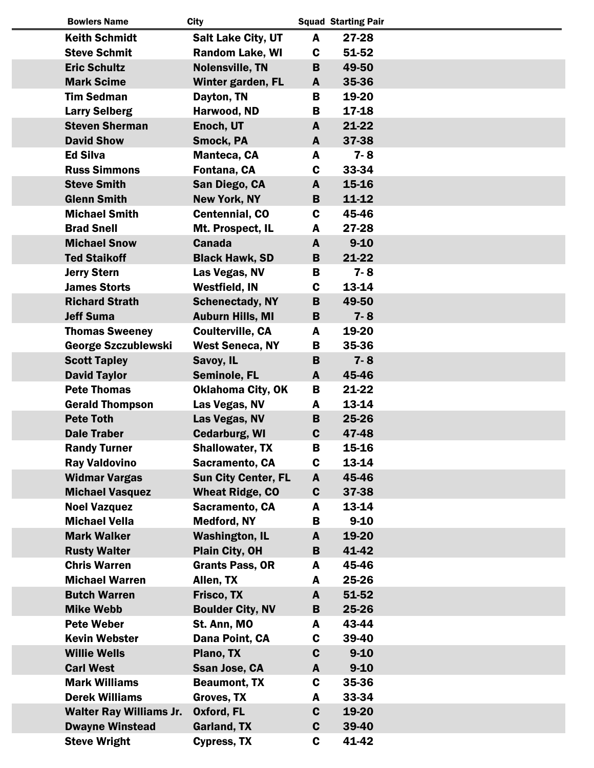| Bowlers Name | City | Squad | Starting Pair |
|---|---|---|---|
| Keith Schmidt | Salt Lake City, UT | A | 27-28 |
| Steve Schmit | Random Lake, WI | C | 51-52 |
| Eric Schultz | Nolensville, TN | B | 49-50 |
| Mark Scime | Winter garden, FL | A | 35-36 |
| Tim Sedman | Dayton, TN | B | 19-20 |
| Larry Selberg | Harwood, ND | B | 17-18 |
| Steven Sherman | Enoch, UT | A | 21-22 |
| David Show | Smock, PA | A | 37-38 |
| Ed Silva | Manteca, CA | A | 7- 8 |
| Russ Simmons | Fontana, CA | C | 33-34 |
| Steve Smith | San Diego, CA | A | 15-16 |
| Glenn Smith | New York, NY | B | 11-12 |
| Michael Smith | Centennial, CO | C | 45-46 |
| Brad Snell | Mt. Prospect, IL | A | 27-28 |
| Michael Snow | Canada | A | 9-10 |
| Ted Staikoff | Black Hawk, SD | B | 21-22 |
| Jerry Stern | Las Vegas, NV | B | 7- 8 |
| James Storts | Westfield, IN | C | 13-14 |
| Richard Strath | Schenectady, NY | B | 49-50 |
| Jeff Suma | Auburn Hills, MI | B | 7- 8 |
| Thomas Sweeney | Coulterville, CA | A | 19-20 |
| George Szczublewski | West Seneca, NY | B | 35-36 |
| Scott Tapley | Savoy, IL | B | 7- 8 |
| David Taylor | Seminole, FL | A | 45-46 |
| Pete Thomas | Oklahoma City, OK | B | 21-22 |
| Gerald Thompson | Las Vegas, NV | A | 13-14 |
| Pete Toth | Las Vegas, NV | B | 25-26 |
| Dale Traber | Cedarburg, WI | C | 47-48 |
| Randy Turner | Shallowater, TX | B | 15-16 |
| Ray Valdovino | Sacramento, CA | C | 13-14 |
| Widmar Vargas | Sun City Center, FL | A | 45-46 |
| Michael Vasquez | Wheat Ridge, CO | C | 37-38 |
| Noel Vazquez | Sacramento, CA | A | 13-14 |
| Michael Vella | Medford, NY | B | 9-10 |
| Mark Walker | Washington, IL | A | 19-20 |
| Rusty Walter | Plain City, OH | B | 41-42 |
| Chris Warren | Grants Pass, OR | A | 45-46 |
| Michael Warren | Allen, TX | A | 25-26 |
| Butch Warren | Frisco, TX | A | 51-52 |
| Mike Webb | Boulder City, NV | B | 25-26 |
| Pete Weber | St. Ann, MO | A | 43-44 |
| Kevin Webster | Dana Point, CA | C | 39-40 |
| Willie Wells | Plano, TX | C | 9-10 |
| Carl West | Ssan Jose, CA | A | 9-10 |
| Mark Williams | Beaumont, TX | C | 35-36 |
| Derek Williams | Groves, TX | A | 33-34 |
| Walter Ray Williams Jr. | Oxford, FL | C | 19-20 |
| Dwayne Winstead | Garland, TX | C | 39-40 |
| Steve Wright | Cypress, TX | C | 41-42 |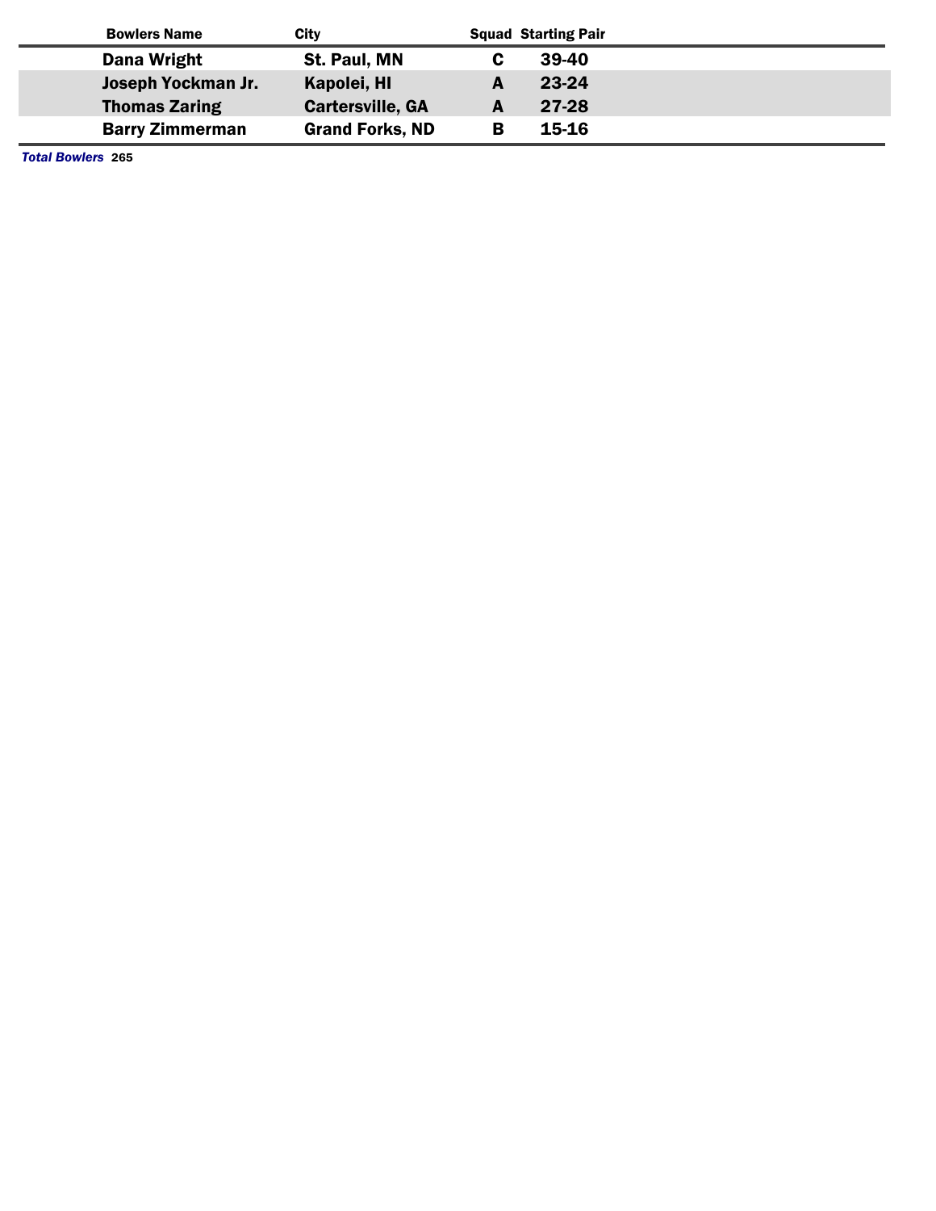| Bowlers Name | City | Squad | Starting Pair |
|---|---|---|---|
| Dana Wright | St. Paul, MN | C | 39-40 |
| Joseph Yockman Jr. | Kapolei, HI | A | 23-24 |
| Thomas Zaring | Cartersville, GA | A | 27-28 |
| Barry Zimmerman | Grand Forks, ND | B | 15-16 |

*Total Bowlers* 265